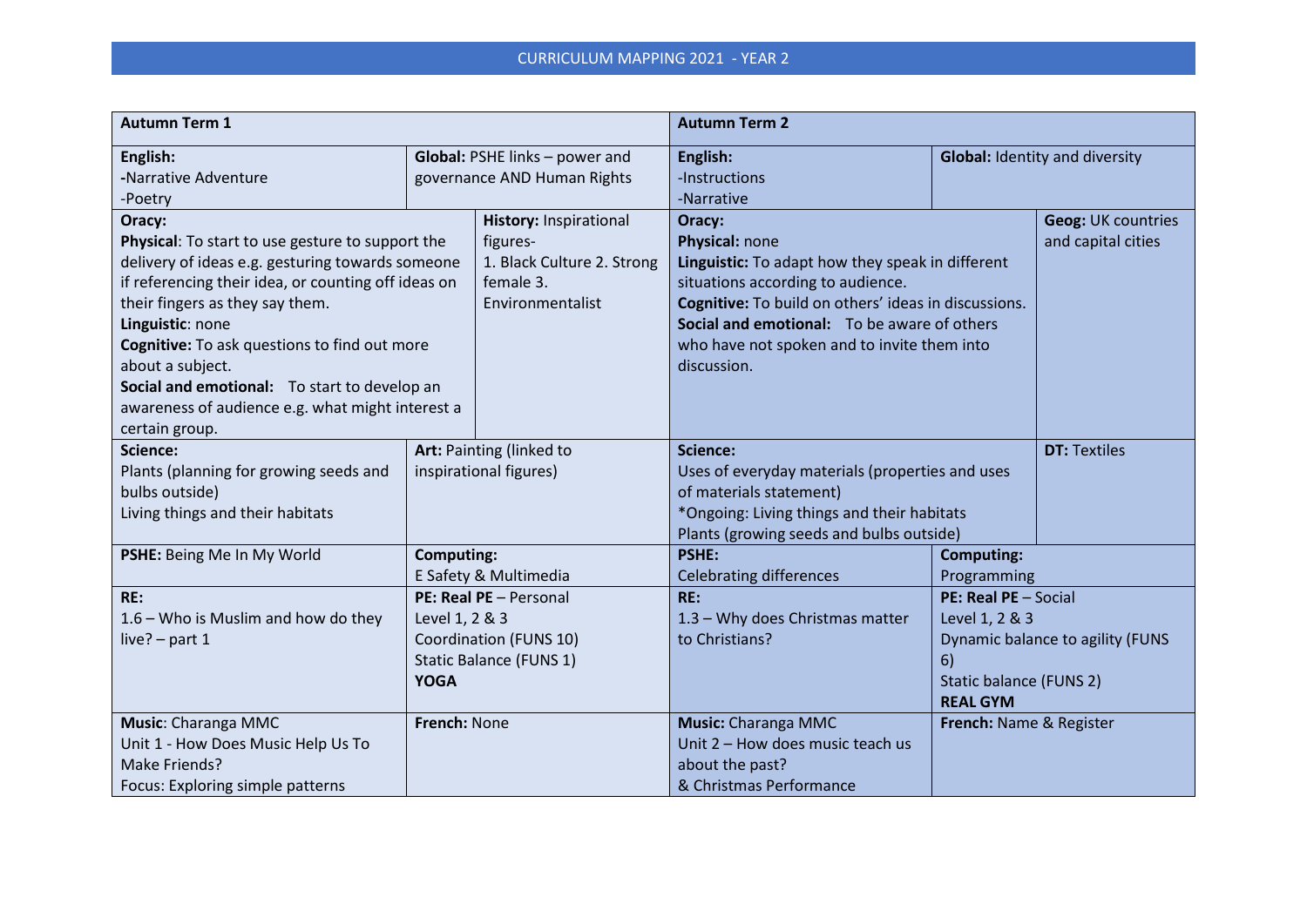# CURRICULUM MAPPING 2021 - YEAR 2

| **Autumn Term 1** | | **Autumn Term 2** | |
|---|---|---|---|
| **English:**<br>-Narrative Adventure<br>-Poetry | **Global:** PSHE links – power and governance AND Human Rights | **English:**<br>-Instructions<br>-Narrative | **Global:** Identity and diversity |
| **Oracy:**<br>**Physical**: To start to use gesture to support the delivery of ideas e.g. gesturing towards someone if referencing their idea, or counting off ideas on their fingers as they say them.<br>**Linguistic**: none<br>**Cognitive:** To ask questions to find out more about a subject.<br>**Social and emotional:** To start to develop an awareness of audience e.g. what might interest a certain group. | **History:** Inspirational figures-<br>1. Black Culture 2. Strong female 3. Environmentalist | **Oracy:**<br>**Physical:** none<br>**Linguistic:** To adapt how they speak in different situations according to audience.<br>**Cognitive:** To build on others' ideas in discussions.<br>**Social and emotional:** To be aware of others who have not spoken and to invite them into discussion. | **Geog:** UK countries and capital cities |
| **Science:**<br>Plants (planning for growing seeds and bulbs outside)<br>Living things and their habitats | **Art:** Painting (linked to inspirational figures) | **Science:**<br>Uses of everyday materials (properties and uses of materials statement)<br>*Ongoing: Living things and their habitats<br>Plants (growing seeds and bulbs outside) | **DT:** Textiles |
| **PSHE:** Being Me In My World | **Computing:**<br>E Safety & Multimedia | **PSHE:**<br>Celebrating differences | **Computing:**<br>Programming |
| **RE:**<br>1.6 – Who is Muslim and how do they live? – part 1 | **PE: Real PE** – Personal<br>Level 1, 2 & 3<br>Coordination (FUNS 10)<br>Static Balance (FUNS 1)<br>**YOGA** | **RE:**<br>1.3 – Why does Christmas matter to Christians? | **PE: Real PE** – Social<br>Level 1, 2 & 3<br>Dynamic balance to agility (FUNS 6)<br>Static balance (FUNS 2)<br>**REAL GYM** |
| **Music**: Charanga MMC<br>Unit 1 - How Does Music Help Us To Make Friends?<br>Focus: Exploring simple patterns | **French:** None | **Music:** Charanga MMC<br>Unit 2 – How does music teach us about the past?<br>& Christmas Performance | **French:** Name & Register |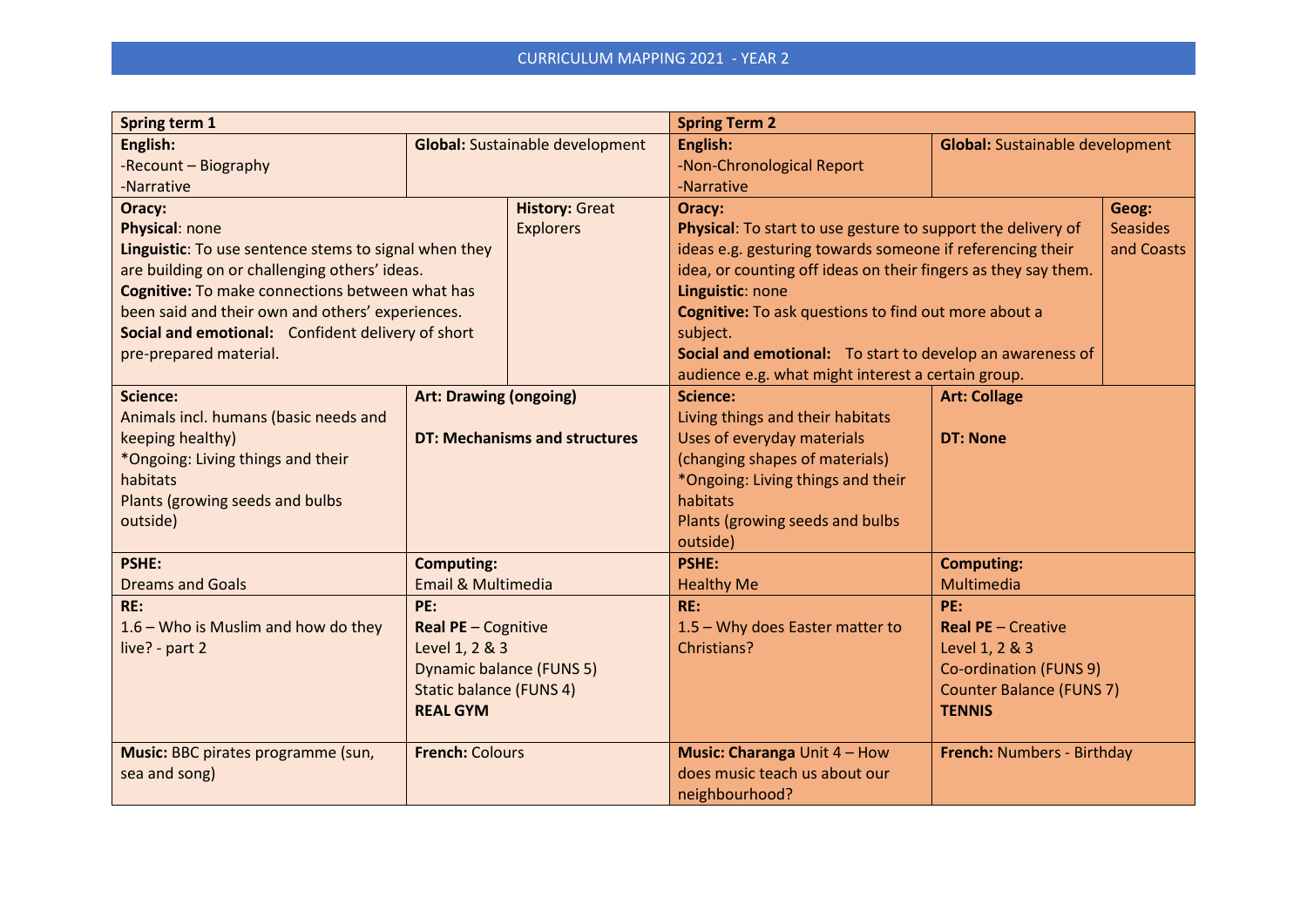CURRICULUM MAPPING 2021 - YEAR 2

| Spring term 1 | | | Spring Term 2 | | |
|---|---|---|---|---|---|
| **English:**<br>-Recount – Biography<br>-Narrative | **Global:** Sustainable development | | **English:**<br>-Non-Chronological Report<br>-Narrative | **Global:** Sustainable development | |
| **Oracy:**<br>**Physical**: none<br>**Linguistic**: To use sentence stems to signal when they are building on or challenging others' ideas.<br>**Cognitive:** To make connections between what has been said and their own and others' experiences.<br>**Social and emotional:** Confident delivery of short pre-prepared material. | | **History:** Great Explorers | **Oracy:**<br>**Physical**: To start to use gesture to support the delivery of ideas e.g. gesturing towards someone if referencing their idea, or counting off ideas on their fingers as they say them.<br>**Linguistic**: none<br>**Cognitive:** To ask questions to find out more about a subject.<br>**Social and emotional:** To start to develop an awareness of audience e.g. what might interest a certain group. | | **Geog:** Seasides and Coasts |
| **Science:**<br>Animals incl. humans (basic needs and keeping healthy)<br>*Ongoing: Living things and their habitats<br>Plants (growing seeds and bulbs outside) | **Art: Drawing (ongoing)**<br><br>**DT: Mechanisms and structures** | | **Science:**<br>Living things and their habitats<br>Uses of everyday materials (changing shapes of materials)<br>*Ongoing: Living things and their habitats<br>Plants (growing seeds and bulbs outside) | **Art: Collage**<br><br>**DT: None** | |
| **PSHE:**<br>Dreams and Goals | **Computing:**<br>Email & Multimedia | | **PSHE:**<br>Healthy Me | **Computing:**<br>Multimedia | |
| **RE:**<br>1.6 – Who is Muslim and how do they live? - part 2 | **PE:**<br>**Real PE** – Cognitive<br>Level 1, 2 & 3<br>Dynamic balance (FUNS 5)<br>Static balance (FUNS 4)<br>**REAL GYM** | | **RE:**<br>1.5 – Why does Easter matter to Christians? | **PE:**<br>**Real PE** – Creative<br>Level 1, 2 & 3<br>Co-ordination (FUNS 9)<br>Counter Balance (FUNS 7)<br>**TENNIS** | |
| **Music:** BBC pirates programme (sun, sea and song) | **French:** Colours | | **Music: Charanga** Unit 4 – How does music teach us about our neighbourhood? | **French:** Numbers - Birthday | |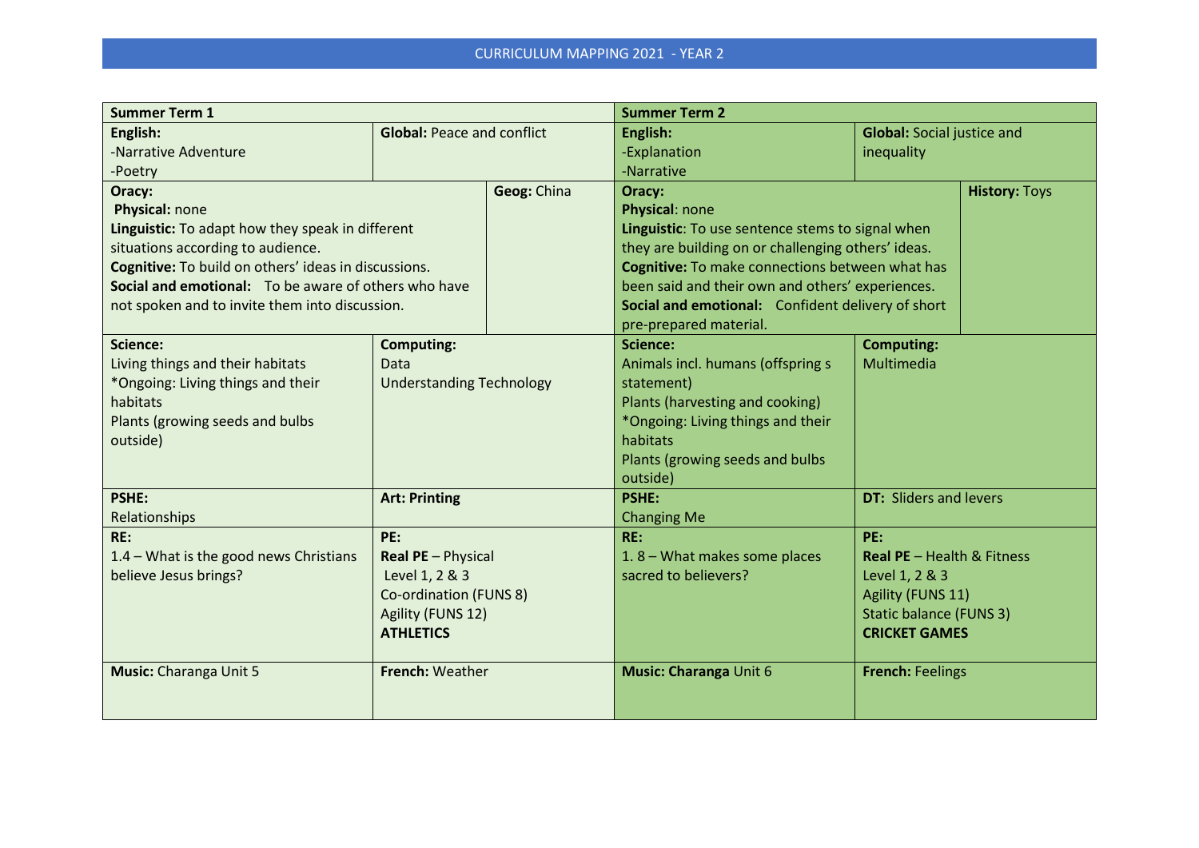# CURRICULUM MAPPING 2021 - YEAR 2

| | | | | | |
|---|---|---|---|---|---|
| **Summer Term 1** | | | **Summer Term 2** | | |
| **English:**<br>-Narrative Adventure<br>-Poetry | **Global:** Peace and conflict | | **English:**<br>-Explanation<br>-Narrative | **Global:** Social justice and inequality | |
| **Oracy:**<br>**Physical:** none<br>**Linguistic:** To adapt how they speak in different situations according to audience.<br>**Cognitive:** To build on others' ideas in discussions.<br>**Social and emotional:** To be aware of others who have not spoken and to invite them into discussion. | | **Geog:** China | **Oracy:**<br>**Physical**: none<br>**Linguistic**: To use sentence stems to signal when they are building on or challenging others' ideas.<br>**Cognitive:** To make connections between what has been said and their own and others' experiences.<br>**Social and emotional:** Confident delivery of short pre-prepared material. | | **History:** Toys |
| **Science:**<br>Living things and their habitats<br>*Ongoing: Living things and their habitats<br>Plants (growing seeds and bulbs outside) | **Computing:**<br>Data<br>Understanding Technology | | **Science:**<br>Animals incl. humans (offspring s statement)<br>Plants (harvesting and cooking)<br>*Ongoing: Living things and their habitats<br>Plants (growing seeds and bulbs outside) | **Computing:**<br>Multimedia | |
| **PSHE:**<br>Relationships | **Art: Printing** | | **PSHE:**<br>Changing Me | **DT:** Sliders and levers | |
| **RE:**<br>1.4 – What is the good news Christians believe Jesus brings? | **PE:**<br>**Real PE** – Physical<br>Level 1, 2 & 3<br>Co-ordination (FUNS 8)<br>Agility (FUNS 12)<br>**ATHLETICS** | | **RE:**<br>1. 8 – What makes some places sacred to believers? | **PE:**<br>**Real PE** – Health & Fitness<br>Level 1, 2 & 3<br>Agility (FUNS 11)<br>Static balance (FUNS 3)<br>**CRICKET GAMES** | |
| **Music:** Charanga Unit 5 | **French:** Weather | | **Music: Charanga** Unit 6 | **French:** Feelings | |